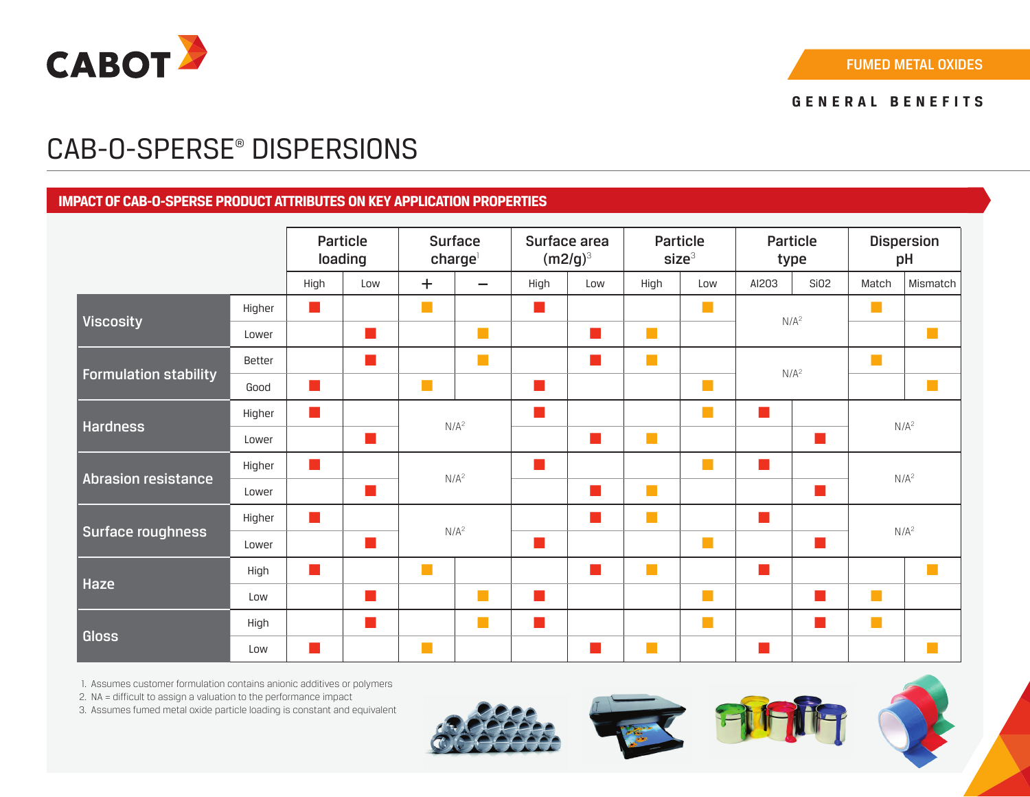FUMED METAL OXIDES

GENERAL BENEFITS

# CAB-O-SPERSE® DISPERSIONS

## IMPACT OF CAB-O-SPERSE PRODUCT ATTRIBUTES ON KEY APPLICATION PROPERTIES

| | | Particle loading | | Surface charge[1] | | Surface area (m2/g)[3] | | Particle size[3] | | Particle type | | Dispersion pH | |
|---|---|---|---|---|---|---|---|---|---|---|---|---|---|
| | | High | Low | + | – | High | Low | High | Low | Al2O3 | SiO2 | Match | Mismatch |
| **Viscosity** | Higher | 🟥 | | 🟧 | | 🟥 | | | 🟧 | N/A[2] | | 🟧 | |
| | Lower | | 🟥 | | 🟧 | | 🟥 | 🟧 | | | | | 🟧 |
| **Formulation stability** | Better | | 🟥 | | 🟧 | | 🟥 | 🟧 | | N/A[2] | | 🟧 | |
| | Good | 🟥 | | 🟧 | | 🟥 | | | 🟧 | | | | 🟧 |
| **Hardness** | Higher | 🟥 | | N/A[2] | | 🟥 | | | 🟧 | 🟥 | | N/A[2] | |
| | Lower | | 🟥 | | | | 🟥 | 🟧 | | | 🟥 | | |
| **Abrasion resistance** | Higher | 🟥 | | N/A[2] | | 🟥 | | | 🟧 | 🟥 | | N/A[2] | |
| | Lower | | 🟥 | | | | 🟥 | 🟧 | | | 🟥 | | |
| **Surface roughness** | Higher | 🟥 | | N/A[2] | | | 🟥 | 🟧 | | 🟥 | | N/A[2] | |
| | Lower | | 🟥 | | | 🟥 | | | 🟧 | | 🟥 | | |
| **Haze** | High | 🟥 | | 🟧 | | | 🟥 | 🟧 | | 🟥 | | | 🟧 |
| | Low | | 🟥 | | 🟧 | 🟥 | | | 🟧 | | 🟥 | 🟧 | |
| **Gloss** | High | | 🟥 | | 🟧 | 🟥 | | | 🟧 | | 🟥 | 🟧 | |
| | Low | 🟥 | | 🟧 | | | 🟥 | 🟧 | | 🟥 | | | 🟧 |

1. Assumes customer formulation contains anionic additives or polymers
2. NA = difficult to assign a valuation to the performance impact
3. Assumes fumed metal oxide particle loading is constant and equivalent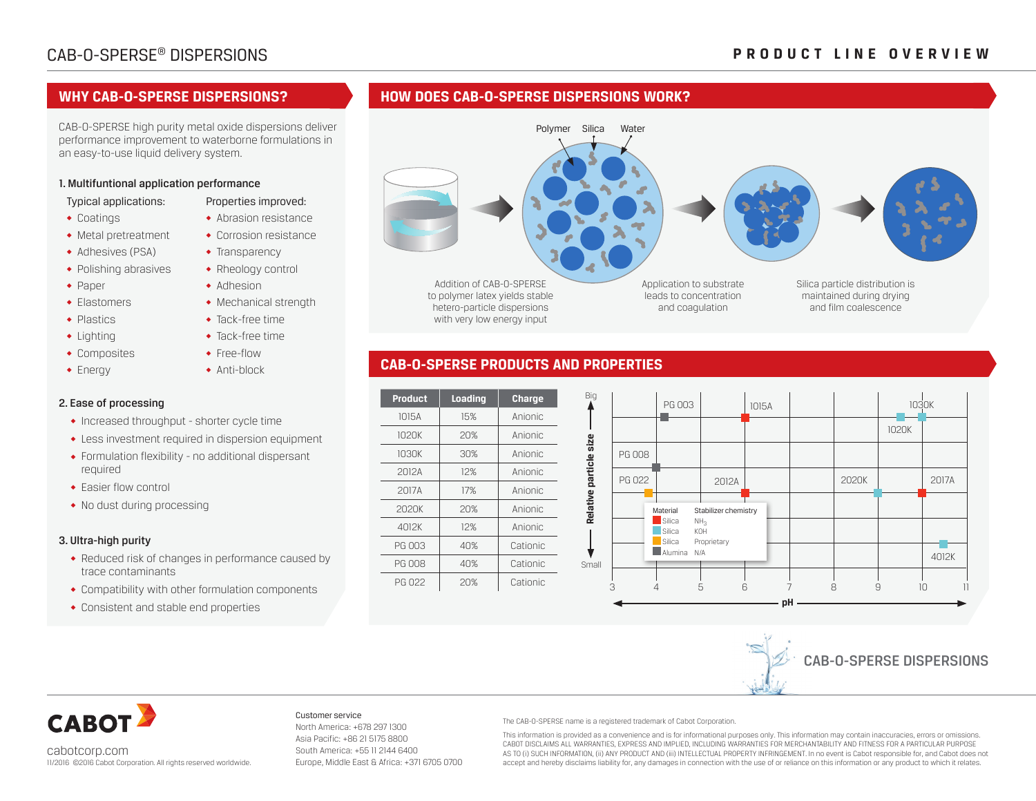# CAB-O-SPERSE® DISPERSIONS

**PRODUCT LINE OVERVIEW**

## WHY CAB-O-SPERSE DISPERSIONS?

CAB-O-SPERSE high purity metal oxide dispersions deliver performance improvement to waterborne formulations in an easy-to-use liquid delivery system.

### 1. Multifuntional application performance

Typical applications:

- Coatings
- Metal pretreatment
- Adhesives (PSA)
- Polishing abrasives
- Paper
- Elastomers
- Plastics
- Lighting
- Composites
- Energy

Properties improved:

- Abrasion resistance
- Corrosion resistance
- Transparency
- Rheology control
- Adhesion
- Mechanical strength
- Tack-free time
- Tack-free time
- Free-flow
- Anti-block

### 2. Ease of processing

- Increased throughput - shorter cycle time
- Less investment required in dispersion equipment
- Formulation flexibility - no additional dispersant required
- Easier flow control
- No dust during processing

### 3. Ultra-high purity

- Reduced risk of changes in performance caused by trace contaminants
- Compatibility with other formulation components
- Consistent and stable end properties

## HOW DOES CAB-O-SPERSE DISPERSIONS WORK?

Polymer
Silica
Water

Addition of CAB-O-SPERSE to polymer latex yields stable hetero-particle dispersions with very low energy input

Application to substrate leads to concentration and coagulation

Silica particle distribution is maintained during drying and film coalescence

## CAB-O-SPERSE PRODUCTS AND PROPERTIES

| Product | Loading | Charge |
|---|---|---|
| 1015A | 15% | Anionic |
| 1020K | 20% | Anionic |
| 1030K | 30% | Anionic |
| 2012A | 12% | Anionic |
| 2017A | 17% | Anionic |
| 2020K | 20% | Anionic |
| 4012K | 12% | Anionic |
| PG 003 | 40% | Cationic |
| PG 008 | 40% | Cationic |
| PG 022 | 20% | Cationic |

Big
Relative particle size
Small

PG 003
1015A
1030K
1020K
PG 008
PG 022
2012A
2020K
2017A
4012K

Material | Stabilizer chemistry
Silica | $NH_3$
Silica | KOH
Silica | Proprietary
Alumina | N/A

3 4 5 6 7 8 9 10 11
pH

CAB-O-SPERSE DISPERSIONS

CABOT

cabotcorp.com

11/2016 ©2016 Cabot Corporation. All rights reserved worldwide.

Customer service
North America: +678 297 1300
Asia Pacific: +86 21 5175 8800
South America: +55 11 2144 6400
Europe, Middle East & Africa: +371 6705 0700

The CAB-O-SPERSE name is a registered trademark of Cabot Corporation.

This information is provided as a convenience and for informational purposes only. This information may contain inaccuracies, errors or omissions. CABOT DISCLAIMS ALL WARRANTIES, EXPRESS AND IMPLIED, INCLUDING WARRANTIES FOR MERCHANTABILITY AND FITNESS FOR A PARTICULAR PURPOSE AS TO (i) SUCH INFORMATION, (ii) ANY PRODUCT AND (iii) INTELLECTUAL PROPERTY INFRINGEMENT. In no event is Cabot responsible for, and Cabot does not accept and hereby disclaims liability for, any damages in connection with the use of or reliance on this information or any product to which it relates.